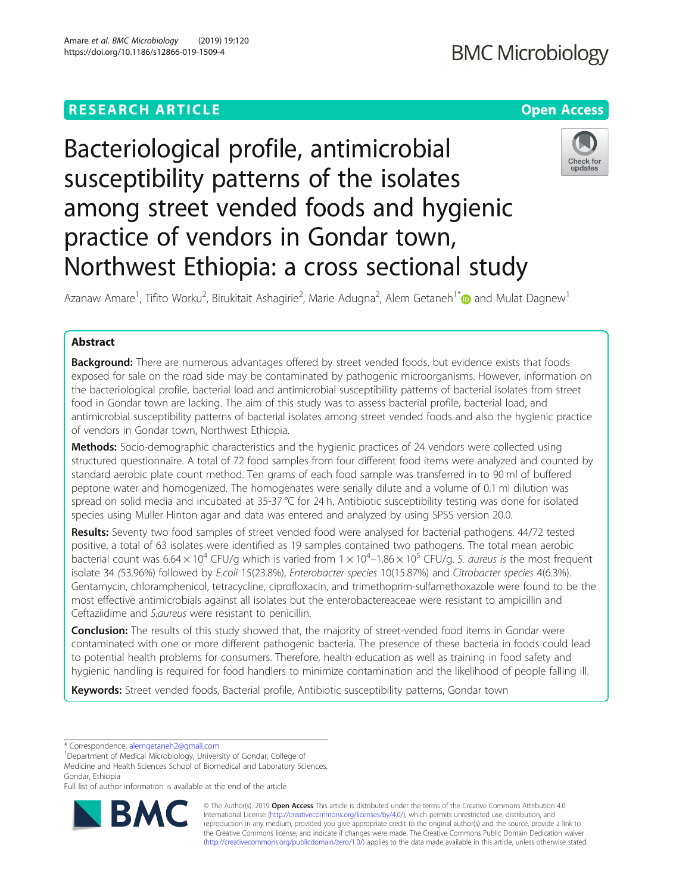RESEARCH ARTICLE

Open Access

# Bacteriological profile, antimicrobial susceptibility patterns of the isolates among street vended foods and hygienic practice of vendors in Gondar town, Northwest Ethiopia: a cross sectional study

Azanaw Amare[1], Tifito Worku[2], Birukitait Ashagirie[2], Marie Adugna[2], Alem Getaneh[1*] and Mulat Dagnew[1]

## Abstract

**Background:** There are numerous advantages offered by street vended foods, but evidence exists that foods exposed for sale on the road side may be contaminated by pathogenic microorganisms. However, information on the bacteriological profile, bacterial load and antimicrobial susceptibility patterns of bacterial isolates from street food in Gondar town are lacking. The aim of this study was to assess bacterial profile, bacterial load, and antimicrobial susceptibility patterns of bacterial isolates among street vended foods and also the hygienic practice of vendors in Gondar town, Northwest Ethiopia.

**Methods:** Socio-demographic characteristics and the hygienic practices of 24 vendors were collected using structured questionnaire. A total of 72 food samples from four different food items were analyzed and counted by standard aerobic plate count method. Ten grams of each food sample was transferred in to 90 ml of buffered peptone water and homogenized. The homogenates were serially dilute and a volume of 0.1 ml dilution was spread on solid media and incubated at 35-37 °C for 24 h. Antibiotic susceptibility testing was done for isolated species using Muller Hinton agar and data was entered and analyzed by using SPSS version 20.0.

**Results:** Seventy two food samples of street vended food were analysed for bacterial pathogens. 44/72 tested positive, a total of 63 isolates were identified as 19 samples contained two pathogens. The total mean aerobic bacterial count was $6.64 \times 10^4$ CFU/g which is varied from $1 \times 10^4$–$1.86 \times 10^5$ CFU/g. *S. aureus is* the most frequent isolate 34 *(*53.96%) followed by *E.coli* 15(23.8%), *Enterobacter species* 10(15.87%) and *Citrobacter species* 4(6.3%). Gentamycin, chloramphenicol, tetracycline, ciprofloxacin, and trimethoprim-sulfamethoxazole were found to be the most effective antimicrobials against all isolates but the enterobactereaceae were resistant to ampicillin and Ceftaziidime and *S.aureus* were resistant to penicillin.

**Conclusion:** The results of this study showed that, the majority of street-vended food items in Gondar were contaminated with one or more different pathogenic bacteria. The presence of these bacteria in foods could lead to potential health problems for consumers. Therefore, health education as well as training in food safety and hygienic handling is required for food handlers to minimize contamination and the likelihood of people falling ill.

**Keywords:** Street vended foods, Bacterial profile, Antibiotic susceptibility patterns, Gondar town

---

\* Correspondence: alemgetaneh2@gmail.com

[1]Department of Medical Microbiology, University of Gondar, College of Medicine and Health Sciences School of Biomedical and Laboratory Sciences, Gondar, Ethiopia

Full list of author information is available at the end of the article

© The Author(s). 2019 **Open Access** This article is distributed under the terms of the Creative Commons Attribution 4.0 International License (http://creativecommons.org/licenses/by/4.0/), which permits unrestricted use, distribution, and reproduction in any medium, provided you give appropriate credit to the original author(s) and the source, provide a link to the Creative Commons license, and indicate if changes were made. The Creative Commons Public Domain Dedication waiver (http://creativecommons.org/publicdomain/zero/1.0/) applies to the data made available in this article, unless otherwise stated.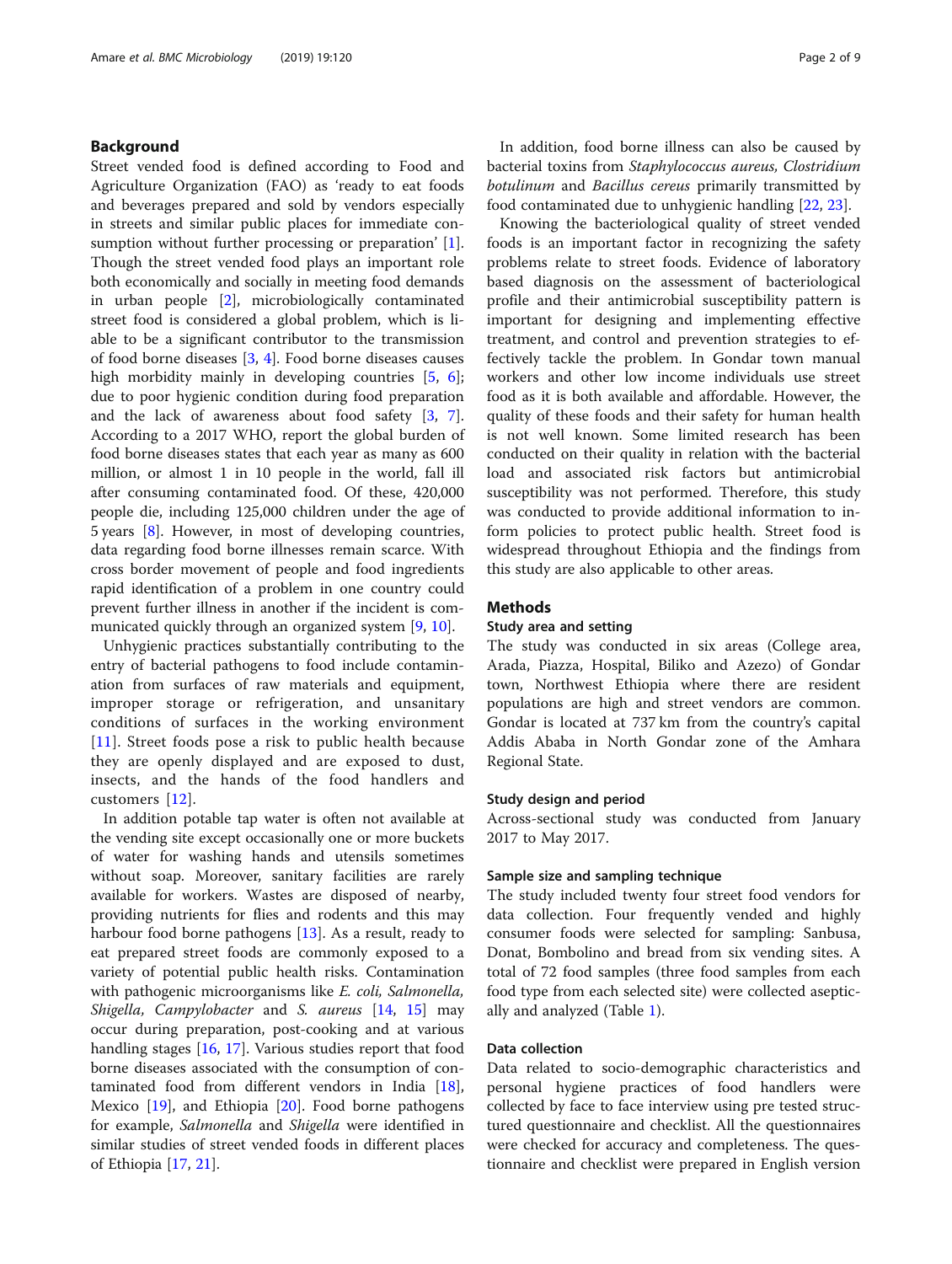## Background

Street vended food is defined according to Food and Agriculture Organization (FAO) as 'ready to eat foods and beverages prepared and sold by vendors especially in streets and similar public places for immediate consumption without further processing or preparation' [1]. Though the street vended food plays an important role both economically and socially in meeting food demands in urban people [2], microbiologically contaminated street food is considered a global problem, which is liable to be a significant contributor to the transmission of food borne diseases [3, 4]. Food borne diseases causes high morbidity mainly in developing countries [5, 6]; due to poor hygienic condition during food preparation and the lack of awareness about food safety [3, 7]. According to a 2017 WHO, report the global burden of food borne diseases states that each year as many as 600 million, or almost 1 in 10 people in the world, fall ill after consuming contaminated food. Of these, 420,000 people die, including 125,000 children under the age of 5 years [8]. However, in most of developing countries, data regarding food borne illnesses remain scarce. With cross border movement of people and food ingredients rapid identification of a problem in one country could prevent further illness in another if the incident is communicated quickly through an organized system [9, 10].

Unhygienic practices substantially contributing to the entry of bacterial pathogens to food include contamination from surfaces of raw materials and equipment, improper storage or refrigeration, and unsanitary conditions of surfaces in the working environment [11]. Street foods pose a risk to public health because they are openly displayed and are exposed to dust, insects, and the hands of the food handlers and customers [12].

In addition potable tap water is often not available at the vending site except occasionally one or more buckets of water for washing hands and utensils sometimes without soap. Moreover, sanitary facilities are rarely available for workers. Wastes are disposed of nearby, providing nutrients for flies and rodents and this may harbour food borne pathogens [13]. As a result, ready to eat prepared street foods are commonly exposed to a variety of potential public health risks. Contamination with pathogenic microorganisms like *E. coli, Salmonella, Shigella, Campylobacter* and *S. aureus* [14, 15] may occur during preparation, post-cooking and at various handling stages [16, 17]. Various studies report that food borne diseases associated with the consumption of contaminated food from different vendors in India [18], Mexico [19], and Ethiopia [20]. Food borne pathogens for example, *Salmonella* and *Shigella* were identified in similar studies of street vended foods in different places of Ethiopia [17, 21].

In addition, food borne illness can also be caused by bacterial toxins from *Staphylococcus aureus, Clostridium botulinum* and *Bacillus cereus* primarily transmitted by food contaminated due to unhygienic handling [22, 23].

Knowing the bacteriological quality of street vended foods is an important factor in recognizing the safety problems relate to street foods. Evidence of laboratory based diagnosis on the assessment of bacteriological profile and their antimicrobial susceptibility pattern is important for designing and implementing effective treatment, and control and prevention strategies to effectively tackle the problem. In Gondar town manual workers and other low income individuals use street food as it is both available and affordable. However, the quality of these foods and their safety for human health is not well known. Some limited research has been conducted on their quality in relation with the bacterial load and associated risk factors but antimicrobial susceptibility was not performed. Therefore, this study was conducted to provide additional information to inform policies to protect public health. Street food is widespread throughout Ethiopia and the findings from this study are also applicable to other areas.

## Methods

### Study area and setting

The study was conducted in six areas (College area, Arada, Piazza, Hospital, Biliko and Azezo) of Gondar town, Northwest Ethiopia where there are resident populations are high and street vendors are common. Gondar is located at 737 km from the country's capital Addis Ababa in North Gondar zone of the Amhara Regional State.

### Study design and period

Across-sectional study was conducted from January 2017 to May 2017.

### Sample size and sampling technique

The study included twenty four street food vendors for data collection. Four frequently vended and highly consumer foods were selected for sampling: Sanbusa, Donat, Bombolino and bread from six vending sites. A total of 72 food samples (three food samples from each food type from each selected site) were collected aseptically and analyzed (Table 1).

### Data collection

Data related to socio-demographic characteristics and personal hygiene practices of food handlers were collected by face to face interview using pre tested structured questionnaire and checklist. All the questionnaires were checked for accuracy and completeness. The questionnaire and checklist were prepared in English version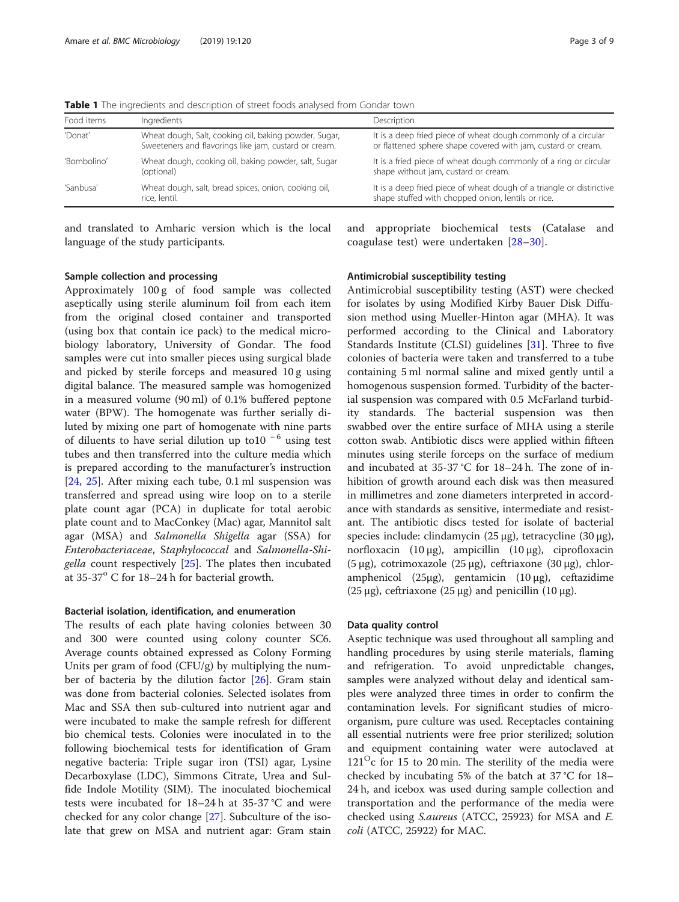**Table 1** The ingredients and description of street foods analysed from Gondar town

| Food items | Ingredients | Description |
| --- | --- | --- |
| 'Donat' | Wheat dough, Salt, cooking oil, baking powder, Sugar, Sweeteners and flavorings like jam, custard or cream. | It is a deep fried piece of wheat dough commonly of a circular or flattened sphere shape covered with jam, custard or cream. |
| 'Bombolino' | Wheat dough, cooking oil, baking powder, salt, Sugar (optional) | It is a fried piece of wheat dough commonly of a ring or circular shape without jam, custard or cream. |
| 'Sanbusa' | Wheat dough, salt, bread spices, onion, cooking oil, rice, lentil. | It is a deep fried piece of wheat dough of a triangle or distinctive shape stuffed with chopped onion, lentils or rice. |

and translated to Amharic version which is the local language of the study participants.

### Sample collection and processing

Approximately 100 g of food sample was collected aseptically using sterile aluminum foil from each item from the original closed container and transported (using box that contain ice pack) to the medical microbiology laboratory, University of Gondar. The food samples were cut into smaller pieces using surgical blade and picked by sterile forceps and measured 10 g using digital balance. The measured sample was homogenized in a measured volume (90 ml) of 0.1% buffered peptone water (BPW). The homogenate was further serially diluted by mixing one part of homogenate with nine parts of diluents to have serial dilution up to$10^{-6}$ using test tubes and then transferred into the culture media which is prepared according to the manufacturer's instruction [24, 25]. After mixing each tube, 0.1 ml suspension was transferred and spread using wire loop on to a sterile plate count agar (PCA) in duplicate for total aerobic plate count and to MacConkey (Mac) agar, Mannitol salt agar (MSA) and *Salmonella Shigella* agar (SSA) for *Enterobacteriaceae*, Staphylococcal and *Salmonella-Shigella* count respectively [25]. The plates then incubated at 35-37° C for 18–24 h for bacterial growth.

### Bacterial isolation, identification, and enumeration

The results of each plate having colonies between 30 and 300 were counted using colony counter SC6. Average counts obtained expressed as Colony Forming Units per gram of food (CFU/g) by multiplying the number of bacteria by the dilution factor [26]. Gram stain was done from bacterial colonies. Selected isolates from Mac and SSA then sub-cultured into nutrient agar and were incubated to make the sample refresh for different bio chemical tests. Colonies were inoculated in to the following biochemical tests for identification of Gram negative bacteria: Triple sugar iron (TSI) agar, Lysine Decarboxylase (LDC), Simmons Citrate, Urea and Sulfide Indole Motility (SIM). The inoculated biochemical tests were incubated for 18–24 h at 35-37 °C and were checked for any color change [27]. Subculture of the isolate that grew on MSA and nutrient agar: Gram stain and appropriate biochemical tests (Catalase and coagulase test) were undertaken [28–30].

### Antimicrobial susceptibility testing

Antimicrobial susceptibility testing (AST) were checked for isolates by using Modified Kirby Bauer Disk Diffusion method using Mueller-Hinton agar (MHA). It was performed according to the Clinical and Laboratory Standards Institute (CLSI) guidelines [31]. Three to five colonies of bacteria were taken and transferred to a tube containing 5 ml normal saline and mixed gently until a homogenous suspension formed. Turbidity of the bacterial suspension was compared with 0.5 McFarland turbidity standards. The bacterial suspension was then swabbed over the entire surface of MHA using a sterile cotton swab. Antibiotic discs were applied within fifteen minutes using sterile forceps on the surface of medium and incubated at 35-37 °C for 18–24 h. The zone of inhibition of growth around each disk was then measured in millimetres and zone diameters interpreted in accordance with standards as sensitive, intermediate and resistant. The antibiotic discs tested for isolate of bacterial species include: clindamycin (25 μg), tetracycline (30 μg), norfloxacin (10 μg), ampicillin (10 μg), ciprofloxacin (5 μg), cotrimoxazole (25 μg), ceftriaxone (30 μg), chloramphenicol (25μg), gentamicin (10 μg), ceftazidime (25 μg), ceftriaxone (25 μg) and penicillin (10 μg).

### Data quality control

Aseptic technique was used throughout all sampling and handling procedures by using sterile materials, flaming and refrigeration. To avoid unpredictable changes, samples were analyzed without delay and identical samples were analyzed three times in order to confirm the contamination levels. For significant studies of microorganism, pure culture was used. Receptacles containing all essential nutrients were free prior sterilized; solution and equipment containing water were autoclaved at 121°c for 15 to 20 min. The sterility of the media were checked by incubating 5% of the batch at 37 °C for 18–24 h, and icebox was used during sample collection and transportation and the performance of the media were checked using *S.aureus* (ATCC, 25923) for MSA and *E. coli* (ATCC, 25922) for MAC.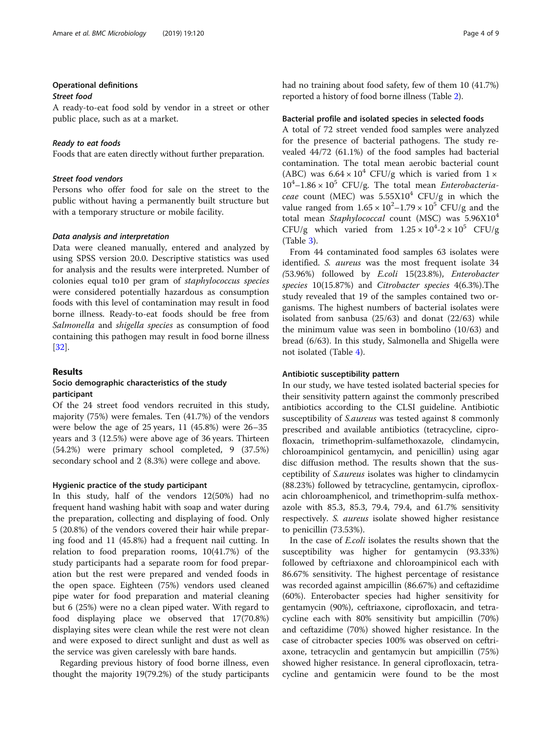### Operational definitions

#### *Street food*

A ready-to-eat food sold by vendor in a street or other public place, such as at a market.

#### *Ready to eat foods*

Foods that are eaten directly without further preparation.

#### *Street food vendors*

Persons who offer food for sale on the street to the public without having a permanently built structure but with a temporary structure or mobile facility.

#### *Data analysis and interpretation*

Data were cleaned manually, entered and analyzed by using SPSS version 20.0. Descriptive statistics was used for analysis and the results were interpreted. Number of colonies equal to10 per gram of *staphylococcus species* were considered potentially hazardous as consumption foods with this level of contamination may result in food borne illness. Ready-to-eat foods should be free from *Salmonella* and *shigella species* as consumption of food containing this pathogen may result in food borne illness [32].

## Results

### Socio demographic characteristics of the study participant

Of the 24 street food vendors recruited in this study, majority (75%) were females. Ten (41.7%) of the vendors were below the age of 25 years, 11 (45.8%) were 26–35 years and 3 (12.5%) were above age of 36 years. Thirteen (54.2%) were primary school completed, 9 (37.5%) secondary school and 2 (8.3%) were college and above.

### Hygienic practice of the study participant

In this study, half of the vendors 12(50%) had no frequent hand washing habit with soap and water during the preparation, collecting and displaying of food. Only 5 (20.8%) of the vendors covered their hair while preparing food and 11 (45.8%) had a frequent nail cutting. In relation to food preparation rooms, 10(41.7%) of the study participants had a separate room for food preparation but the rest were prepared and vended foods in the open space. Eighteen (75%) vendors used cleaned pipe water for food preparation and material cleaning but 6 (25%) were no a clean piped water. With regard to food displaying place we observed that 17(70.8%) displaying sites were clean while the rest were not clean and were exposed to direct sunlight and dust as well as the service was given carelessly with bare hands.

Regarding previous history of food borne illness, even thought the majority 19(79.2%) of the study participants had no training about food safety, few of them 10 (41.7%) reported a history of food borne illness (Table 2).

### Bacterial profile and isolated species in selected foods

A total of 72 street vended food samples were analyzed for the presence of bacterial pathogens. The study revealed 44/72 (61.1%) of the food samples had bacterial contamination. The total mean aerobic bacterial count (ABC) was $6.64 \times 10^4$ CFU/g which is varied from $1 \times 10^4$–$1.86 \times 10^5$ CFU/g. The total mean *Enterobacteriaceae* count (MEC) was $5.55X10^4$ CFU/g in which the value ranged from $1.65 \times 10^2$–$1.79 \times 10^5$ CFU/g and the total mean *Staphylococcal* count (MSC) was $5.96X10^4$ CFU/g which varied from $1.25 \times 10^4$-$2 \times 10^5$ CFU/g (Table 3).

From 44 contaminated food samples 63 isolates were identified. *S. aureus* was the most frequent isolate 34 (53.96%) followed by *E.coli* 15(23.8%), *Enterobacter species* 10(15.87%) and *Citrobacter species* 4(6.3%).The study revealed that 19 of the samples contained two organisms. The highest numbers of bacterial isolates were isolated from sanbusa (25/63) and donat (22/63) while the minimum value was seen in bombolino (10/63) and bread (6/63). In this study, Salmonella and Shigella were not isolated (Table 4).

### Antibiotic susceptibility pattern

In our study, we have tested isolated bacterial species for their sensitivity pattern against the commonly prescribed antibiotics according to the CLSI guideline. Antibiotic susceptibility of *S.aureus* was tested against 8 commonly prescribed and available antibiotics (tetracycline, ciprofloxacin, trimethoprim-sulfamethoxazole, clindamycin, chloroampinicol gentamycin, and penicillin) using agar disc diffusion method. The results shown that the susceptibility of *S.aureus* isolates was higher to clindamycin (88.23%) followed by tetracycline, gentamycin, ciprofloxacin chloroamphenicol, and trimethoprim-sulfa methoxazole with 85.3, 85.3, 79.4, 79.4, and 61.7% sensitivity respectively. *S. aureus* isolate showed higher resistance to penicillin (73.53%).

In the case of *E.coli* isolates the results shown that the susceptibility was higher for gentamycin (93.33%) followed by ceftriaxone and chloroampinicol each with 86.67% sensitivity. The highest percentage of resistance was recorded against ampicillin (86.67%) and ceftazidime (60%). Enterobacter species had higher sensitivity for gentamycin (90%), ceftriaxone, ciprofloxacin, and tetracycline each with 80% sensitivity but ampicillin (70%) and ceftazidime (70%) showed higher resistance. In the case of citrobacter species 100% was observed on ceftriaxone, tetracyclin and gentamycin but ampicillin (75%) showed higher resistance. In general ciprofloxacin, tetracycline and gentamicin were found to be the most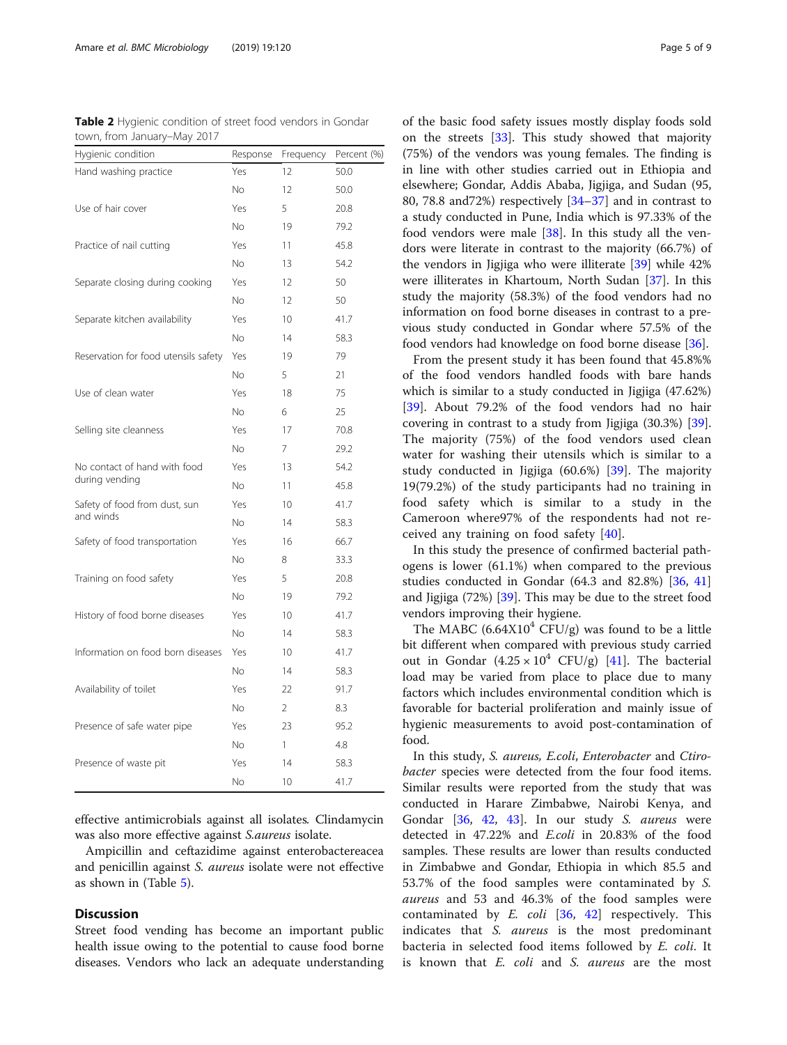**Table 2** Hygienic condition of street food vendors in Gondar town, from January–May 2017

| Hygienic condition | Response | Frequency | Percent (%) |
|---|---|---|---|
| Hand washing practice | Yes | 12 | 50.0 |
| | No | 12 | 50.0 |
| Use of hair cover | Yes | 5 | 20.8 |
| | No | 19 | 79.2 |
| Practice of nail cutting | Yes | 11 | 45.8 |
| | No | 13 | 54.2 |
| Separate closing during cooking | Yes | 12 | 50 |
| | No | 12 | 50 |
| Separate kitchen availability | Yes | 10 | 41.7 |
| | No | 14 | 58.3 |
| Reservation for food utensils safety | Yes | 19 | 79 |
| | No | 5 | 21 |
| Use of clean water | Yes | 18 | 75 |
| | No | 6 | 25 |
| Selling site cleanness | Yes | 17 | 70.8 |
| | No | 7 | 29.2 |
| No contact of hand with food during vending | Yes | 13 | 54.2 |
| | No | 11 | 45.8 |
| Safety of food from dust, sun and winds | Yes | 10 | 41.7 |
| | No | 14 | 58.3 |
| Safety of food transportation | Yes | 16 | 66.7 |
| | No | 8 | 33.3 |
| Training on food safety | Yes | 5 | 20.8 |
| | No | 19 | 79.2 |
| History of food borne diseases | Yes | 10 | 41.7 |
| | No | 14 | 58.3 |
| Information on food born diseases | Yes | 10 | 41.7 |
| | No | 14 | 58.3 |
| Availability of toilet | Yes | 22 | 91.7 |
| | No | 2 | 8.3 |
| Presence of safe water pipe | Yes | 23 | 95.2 |
| | No | 1 | 4.8 |
| Presence of waste pit | Yes | 14 | 58.3 |
| | No | 10 | 41.7 |

effective antimicrobials against all isolates. Clindamycin was also more effective against *S.aureus* isolate.

Ampicillin and ceftazidime against enterobactereacea and penicillin against *S. aureus* isolate were not effective as shown in (Table 5).

## Discussion

Street food vending has become an important public health issue owing to the potential to cause food borne diseases. Vendors who lack an adequate understanding of the basic food safety issues mostly display foods sold on the streets [33]. This study showed that majority (75%) of the vendors was young females. The finding is in line with other studies carried out in Ethiopia and elsewhere; Gondar, Addis Ababa, Jigjiga, and Sudan (95, 80, 78.8 and72%) respectively [34–37] and in contrast to a study conducted in Pune, India which is 97.33% of the food vendors were male [38]. In this study all the vendors were literate in contrast to the majority (66.7%) of the vendors in Jigjiga who were illiterate [39] while 42% were illiterates in Khartoum, North Sudan [37]. In this study the majority (58.3%) of the food vendors had no information on food borne diseases in contrast to a previous study conducted in Gondar where 57.5% of the food vendors had knowledge on food borne disease [36].

From the present study it has been found that 45.8%% of the food vendors handled foods with bare hands which is similar to a study conducted in Jigjiga (47.62%) [39]. About 79.2% of the food vendors had no hair covering in contrast to a study from Jigjiga (30.3%) [39]. The majority (75%) of the food vendors used clean water for washing their utensils which is similar to a study conducted in Jigjiga (60.6%) [39]. The majority 19(79.2%) of the study participants had no training in food safety which is similar to a study in the Cameroon where97% of the respondents had not received any training on food safety [40].

In this study the presence of confirmed bacterial pathogens is lower (61.1%) when compared to the previous studies conducted in Gondar (64.3 and 82.8%) [36, 41] and Jigjiga (72%) [39]. This may be due to the street food vendors improving their hygiene.

The MABC ($6.64X10^4$ CFU/g) was found to be a little bit different when compared with previous study carried out in Gondar ($4.25 \times 10^4$ CFU/g) [41]. The bacterial load may be varied from place to place due to many factors which includes environmental condition which is favorable for bacterial proliferation and mainly issue of hygienic measurements to avoid post-contamination of food.

In this study, *S. aureus*, *E.coli*, *Enterobacter* and *Ctirobacter* species were detected from the four food items. Similar results were reported from the study that was conducted in Harare Zimbabwe, Nairobi Kenya, and Gondar [36, 42, 43]. In our study *S. aureus* were detected in 47.22% and *E.coli* in 20.83% of the food samples. These results are lower than results conducted in Zimbabwe and Gondar, Ethiopia in which 85.5 and 53.7% of the food samples were contaminated by *S. aureus* and 53 and 46.3% of the food samples were contaminated by *E. coli* [36, 42] respectively. This indicates that *S. aureus* is the most predominant bacteria in selected food items followed by *E. coli*. It is known that *E. coli* and *S. aureus* are the most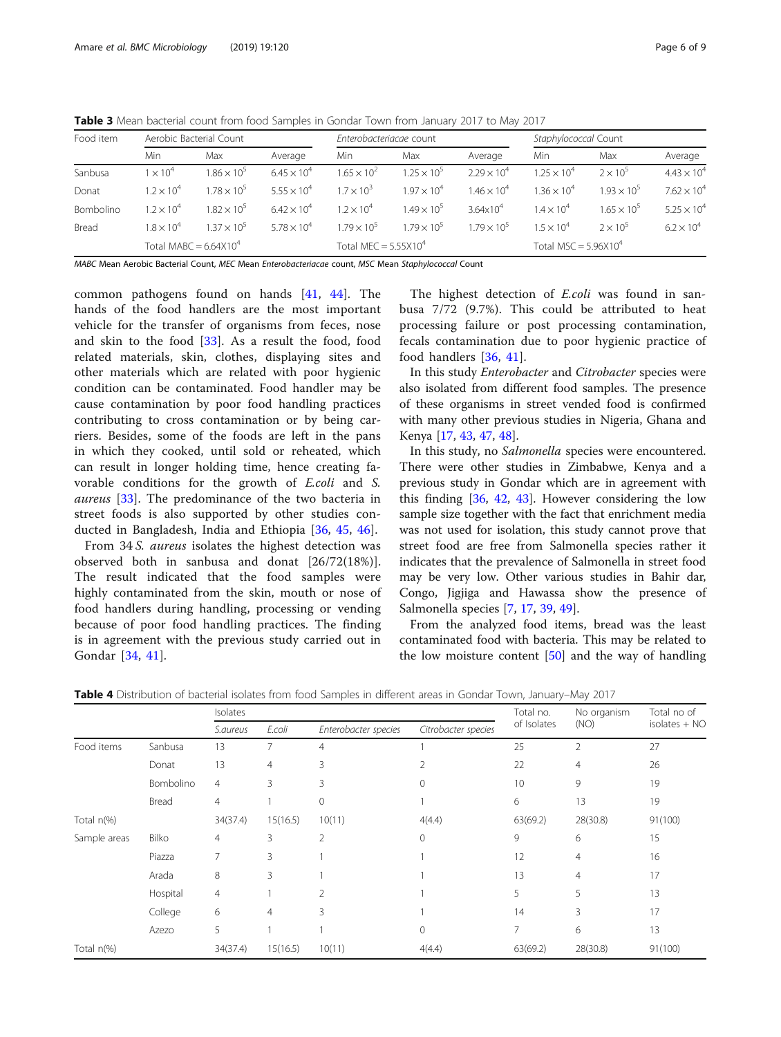**Table 3** Mean bacterial count from food Samples in Gondar Town from January 2017 to May 2017

| Food item | Aerobic Bacterial Count | | | *Enterobacteriacae* count | | | *Staphylococcal* Count | | |
|---|---|---|---|---|---|---|---|---|---|
| | Min | Max | Average | Min | Max | Average | Min | Max | Average |
| Sanbusa | $1 \times 10^4$ | $1.86 \times 10^5$ | $6.45 \times 10^4$ | $1.65 \times 10^2$ | $1.25 \times 10^5$ | $2.29 \times 10^4$ | $1.25 \times 10^4$ | $2 \times 10^5$ | $4.43 \times 10^4$ |
| Donat | $1.2 \times 10^4$ | $1.78 \times 10^5$ | $5.55 \times 10^4$ | $1.7 \times 10^3$ | $1.97 \times 10^4$ | $1.46 \times 10^4$ | $1.36 \times 10^4$ | $1.93 \times 10^5$ | $7.62 \times 10^4$ |
| Bombolino | $1.2 \times 10^4$ | $1.82 \times 10^5$ | $6.42 \times 10^4$ | $1.2 \times 10^4$ | $1.49 \times 10^5$ | $3.64 \times 10^4$ | $1.4 \times 10^4$ | $1.65 \times 10^5$ | $5.25 \times 10^4$ |
| Bread | $1.8 \times 10^4$ | $1.37 \times 10^5$ | $5.78 \times 10^4$ | $1.79 \times 10^5$ | $1.79 \times 10^5$ | $1.79 \times 10^5$ | $1.5 \times 10^4$ | $2 \times 10^5$ | $6.2 \times 10^4$ |
| | Total MABC = $6.64 \times 10^4$ | | | Total MEC = $5.55 \times 10^4$ | | | Total MSC = $5.96 \times 10^4$ | | |

*MABC* Mean Aerobic Bacterial Count, *MEC* Mean *Enterobacteriacae* count, *MSC* Mean *Staphylococcal* Count

common pathogens found on hands [41, 44]. The hands of the food handlers are the most important vehicle for the transfer of organisms from feces, nose and skin to the food [33]. As a result the food, food related materials, skin, clothes, displaying sites and other materials which are related with poor hygienic condition can be contaminated. Food handler may be cause contamination by poor food handling practices contributing to cross contamination or by being carriers. Besides, some of the foods are left in the pans in which they cooked, until sold or reheated, which can result in longer holding time, hence creating favorable conditions for the growth of *E.coli* and *S. aureus* [33]. The predominance of the two bacteria in street foods is also supported by other studies conducted in Bangladesh, India and Ethiopia [36, 45, 46].

From 34 *S. aureus* isolates the highest detection was observed both in sanbusa and donat [26/72(18%)]. The result indicated that the food samples were highly contaminated from the skin, mouth or nose of food handlers during handling, processing or vending because of poor food handling practices. The finding is in agreement with the previous study carried out in Gondar [34, 41].

The highest detection of *E.coli* was found in sanbusa 7/72 (9.7%). This could be attributed to heat processing failure or post processing contamination, fecals contamination due to poor hygienic practice of food handlers [36, 41].

In this study *Enterobacter* and *Citrobacter* species were also isolated from different food samples. The presence of these organisms in street vended food is confirmed with many other previous studies in Nigeria, Ghana and Kenya [17, 43, 47, 48].

In this study, no *Salmonella* species were encountered. There were other studies in Zimbabwe, Kenya and a previous study in Gondar which are in agreement with this finding [36, 42, 43]. However considering the low sample size together with the fact that enrichment media was not used for isolation, this study cannot prove that street food are free from Salmonella species rather it indicates that the prevalence of Salmonella in street food may be very low. Other various studies in Bahir dar, Congo, Jigjiga and Hawassa show the presence of Salmonella species [7, 17, 39, 49].

From the analyzed food items, bread was the least contaminated food with bacteria. This may be related to the low moisture content [50] and the way of handling

**Table 4** Distribution of bacterial isolates from food Samples in different areas in Gondar Town, January–May 2017

| | | Isolates | | | | Total no. of Isolates | No organism (NO) | Total no of isolates + NO |
|---|---|---|---|---|---|---|---|---|
| | | *S.aureus* | *E.coli* | *Enterobacter species* | *Citrobacter species* | | | |
| Food items | Sanbusa | 13 | 7 | 4 | 1 | 25 | 2 | 27 |
| | Donat | 13 | 4 | 3 | 2 | 22 | 4 | 26 |
| | Bombolino | 4 | 3 | 3 | 0 | 10 | 9 | 19 |
| | Bread | 4 | 1 | 0 | 1 | 6 | 13 | 19 |
| Total n(%) | | 34(37.4) | 15(16.5) | 10(11) | 4(4.4) | 63(69.2) | 28(30.8) | 91(100) |
| Sample areas | Bilko | 4 | 3 | 2 | 0 | 9 | 6 | 15 |
| | Piazza | 7 | 3 | 1 | 1 | 12 | 4 | 16 |
| | Arada | 8 | 3 | 1 | 1 | 13 | 4 | 17 |
| | Hospital | 4 | 1 | 2 | 1 | 5 | 5 | 13 |
| | College | 6 | 4 | 3 | 1 | 14 | 3 | 17 |
| | Azezo | 5 | 1 | 1 | 0 | 7 | 6 | 13 |
| Total n(%) | | 34(37.4) | 15(16.5) | 10(11) | 4(4.4) | 63(69.2) | 28(30.8) | 91(100) |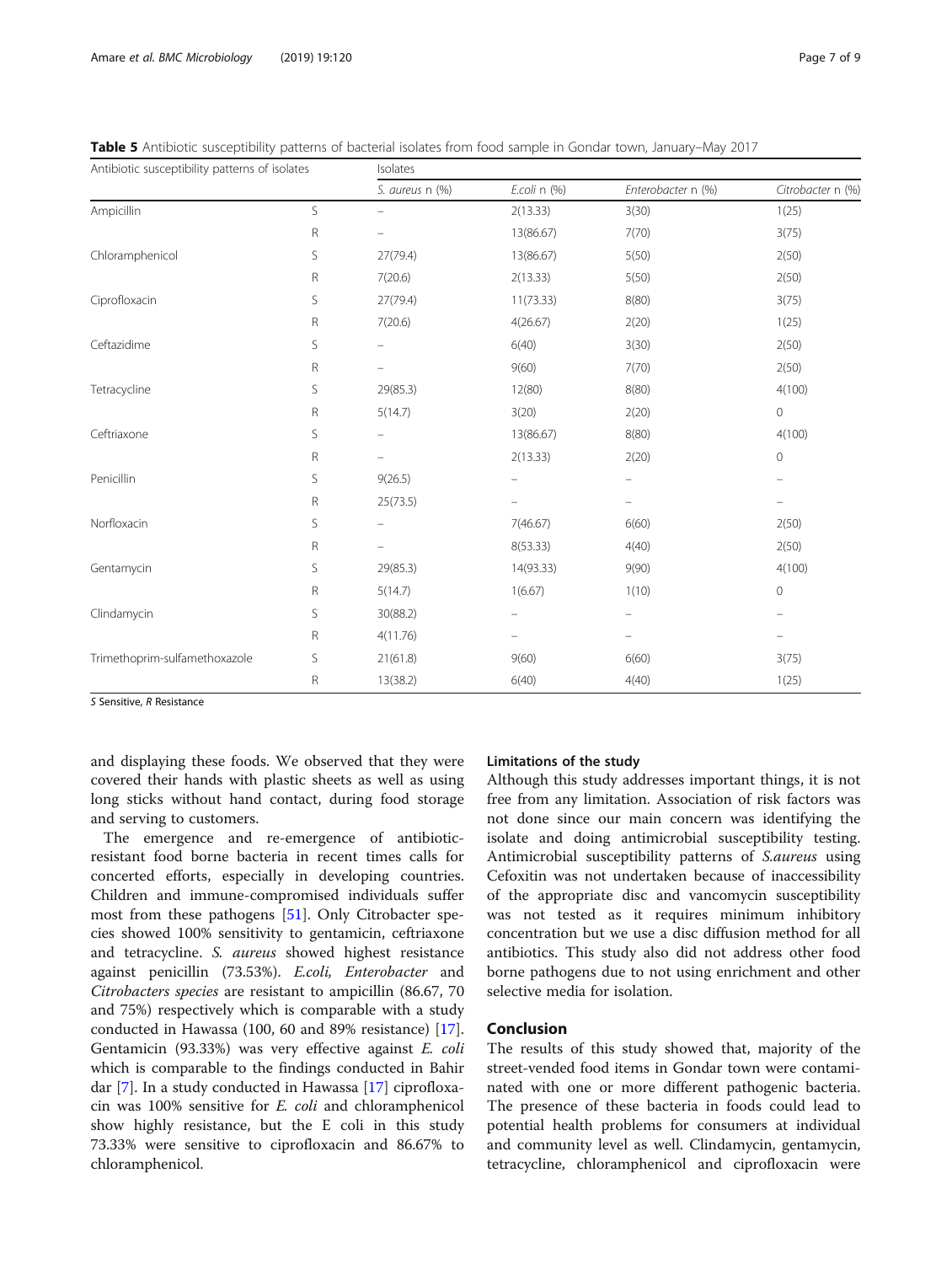**Table 5** Antibiotic susceptibility patterns of bacterial isolates from food sample in Gondar town, January–May 2017

| Antibiotic susceptibility patterns of isolates | | Isolates | | | |
|---|---|---|---|---|---|
| | | *S. aureus* n (%) | *E.coli* n (%) | *Enterobacter* n (%) | *Citrobacter* n (%) |
| Ampicillin | S | – | 2(13.33) | 3(30) | 1(25) |
| | R | – | 13(86.67) | 7(70) | 3(75) |
| Chloramphenicol | S | 27(79.4) | 13(86.67) | 5(50) | 2(50) |
| | R | 7(20.6) | 2(13.33) | 5(50) | 2(50) |
| Ciprofloxacin | S | 27(79.4) | 11(73.33) | 8(80) | 3(75) |
| | R | 7(20.6) | 4(26.67) | 2(20) | 1(25) |
| Ceftazidime | S | – | 6(40) | 3(30) | 2(50) |
| | R | – | 9(60) | 7(70) | 2(50) |
| Tetracycline | S | 29(85.3) | 12(80) | 8(80) | 4(100) |
| | R | 5(14.7) | 3(20) | 2(20) | 0 |
| Ceftriaxone | S | – | 13(86.67) | 8(80) | 4(100) |
| | R | – | 2(13.33) | 2(20) | 0 |
| Penicillin | S | 9(26.5) | – | – | – |
| | R | 25(73.5) | – | – | – |
| Norfloxacin | S | – | 7(46.67) | 6(60) | 2(50) |
| | R | – | 8(53.33) | 4(40) | 2(50) |
| Gentamycin | S | 29(85.3) | 14(93.33) | 9(90) | 4(100) |
| | R | 5(14.7) | 1(6.67) | 1(10) | 0 |
| Clindamycin | S | 30(88.2) | – | – | – |
| | R | 4(11.76) | – | – | – |
| Trimethoprim-sulfamethoxazole | S | 21(61.8) | 9(60) | 6(60) | 3(75) |
| | R | 13(38.2) | 6(40) | 4(40) | 1(25) |

*S* Sensitive, *R* Resistance

and displaying these foods. We observed that they were covered their hands with plastic sheets as well as using long sticks without hand contact, during food storage and serving to customers.

The emergence and re-emergence of antibiotic-resistant food borne bacteria in recent times calls for concerted efforts, especially in developing countries. Children and immune-compromised individuals suffer most from these pathogens [51]. Only Citrobacter species showed 100% sensitivity to gentamicin, ceftriaxone and tetracycline. *S. aureus* showed highest resistance against penicillin (73.53%). *E.coli*, *Enterobacter* and *Citrobacters species* are resistant to ampicillin (86.67, 70 and 75%) respectively which is comparable with a study conducted in Hawassa (100, 60 and 89% resistance) [17]. Gentamicin (93.33%) was very effective against *E. coli* which is comparable to the findings conducted in Bahir dar [7]. In a study conducted in Hawassa [17] ciprofloxacin was 100% sensitive for *E. coli* and chloramphenicol show highly resistance, but the E coli in this study 73.33% were sensitive to ciprofloxacin and 86.67% to chloramphenicol.

### Limitations of the study

Although this study addresses important things, it is not free from any limitation. Association of risk factors was not done since our main concern was identifying the isolate and doing antimicrobial susceptibility testing. Antimicrobial susceptibility patterns of *S.aureus* using Cefoxitin was not undertaken because of inaccessibility of the appropriate disc and vancomycin susceptibility was not tested as it requires minimum inhibitory concentration but we use a disc diffusion method for all antibiotics. This study also did not address other food borne pathogens due to not using enrichment and other selective media for isolation.

## Conclusion

The results of this study showed that, majority of the street-vended food items in Gondar town were contaminated with one or more different pathogenic bacteria. The presence of these bacteria in foods could lead to potential health problems for consumers at individual and community level as well. Clindamycin, gentamycin, tetracycline, chloramphenicol and ciprofloxacin were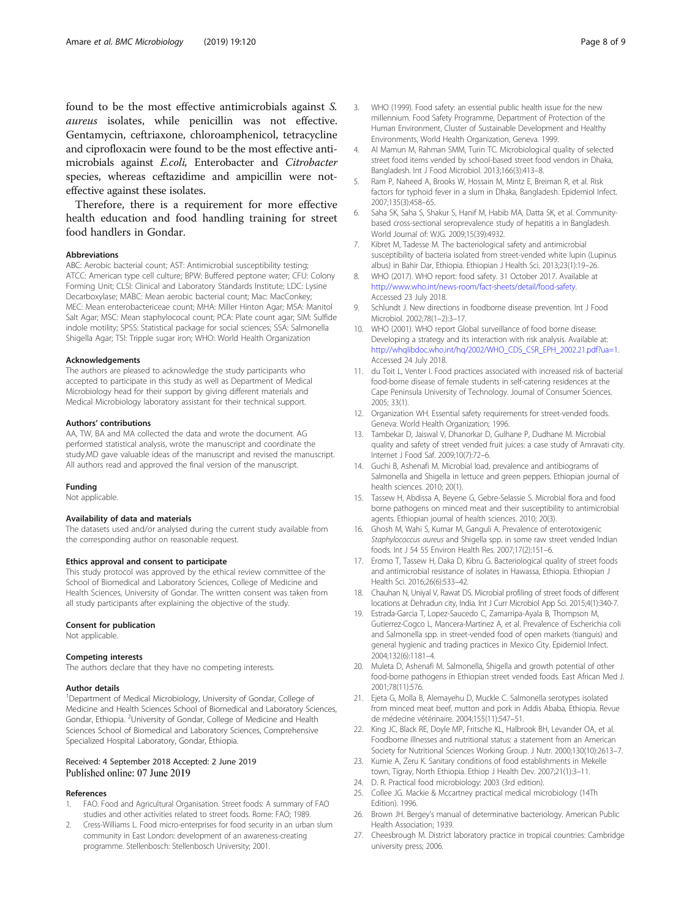found to be the most effective antimicrobials against *S. aureus* isolates, while penicillin was not effective. Gentamycin, ceftriaxone, chloroamphenicol, tetracycline and ciprofloxacin were found to be the most effective antimicrobials against *E.coli,* Enterobacter and *Citrobacter* species, whereas ceftazidime and ampicillin were not-effective against these isolates.

Therefore, there is a requirement for more effective health education and food handling training for street food handlers in Gondar.

### Abbreviations

ABC: Aerobic bacterial count; AST: Antimicrobial susceptibility testing; ATCC: American type cell culture; BPW: Buffered peptone water; CFU: Colony Forming Unit; CLSI: Clinical and Laboratory Standards Institute; LDC: Lysine Decarboxylase; MABC: Mean aerobic bacterial count; Mac: MacConkey; MEC: Mean enterobactericeae count; MHA: Miller Hinton Agar; MSA: Manitol Salt Agar; MSC: Mean staphylococal count; PCA: Plate count agar; SIM: Sulfide indole motility; SPSS: Statistical package for social sciences; SSA: Salmonella Shigella Agar; TSI: Tripple sugar iron; WHO: World Health Organization

### Acknowledgements

The authors are pleased to acknowledge the study participants who accepted to participate in this study as well as Department of Medical Microbiology head for their support by giving different materials and Medical Microbiology laboratory assistant for their technical support.

### Authors' contributions

AA, TW, BA and MA collected the data and wrote the document. AG performed statistical analysis, wrote the manuscript and coordinate the study.MD gave valuable ideas of the manuscript and revised the manuscript. All authors read and approved the final version of the manuscript.

### Funding

Not applicable.

### Availability of data and materials

The datasets used and/or analysed during the current study available from the corresponding author on reasonable request.

### Ethics approval and consent to participate

This study protocol was approved by the ethical review committee of the School of Biomedical and Laboratory Sciences, College of Medicine and Health Sciences, University of Gondar. The written consent was taken from all study participants after explaining the objective of the study.

### Consent for publication

Not applicable.

### Competing interests

The authors declare that they have no competing interests.

### Author details

[1]Department of Medical Microbiology, University of Gondar, College of Medicine and Health Sciences School of Biomedical and Laboratory Sciences, Gondar, Ethiopia. [2]University of Gondar, College of Medicine and Health Sciences School of Biomedical and Laboratory Sciences, Comprehensive Specialized Hospital Laboratory, Gondar, Ethiopia.

Received: 4 September 2018 Accepted: 2 June 2019
Published online: 07 June 2019

### References

1. FAO. Food and Agricultural Organisation. Street foods: A summary of FAO studies and other activities related to street foods. Rome: FAO; 1989.
2. Cress-Williams L. Food micro-enterprises for food security in an urban slum community in East London: development of an awareness-creating programme. Stellenbosch: Stellenbosch University; 2001.
3. WHO (1999). Food safety: an essential public health issue for the new millennium. Food Safety Programme, Department of Protection of the Human Environment, Cluster of Sustainable Development and Healthy Environments, World Health Organization, Geneva. 1999.
4. Al Mamun M, Rahman SMM, Turin TC. Microbiological quality of selected street food items vended by school-based street food vendors in Dhaka, Bangladesh. Int J Food Microbiol. 2013;166(3):413–8.
5. Ram P, Naheed A, Brooks W, Hossain M, Mintz E, Breiman R, et al. Risk factors for typhoid fever in a slum in Dhaka, Bangladesh. Epidemiol Infect. 2007;135(3):458–65.
6. Saha SK, Saha S, Shakur S, Hanif M, Habib MA, Datta SK, et al. Community-based cross-sectional seroprevalence study of hepatitis a in Bangladesh. World Journal of: WJG. 2009;15(39):4932.
7. Kibret M, Tadesse M. The bacteriological safety and antimicrobial susceptibility of bacteria isolated from street-vended white lupin (Lupinus albus) in Bahir Dar, Ethiopia. Ethiopian J Health Sci. 2013;23(1):19–26.
8. WHO (2017). WHO report: food safety. 31 October 2017. Available at http://www.who.int/news-room/fact-sheets/detail/food-safety. Accessed 23 July 2018.
9. Schlundt J. New directions in foodborne disease prevention. Int J Food Microbiol. 2002;78(1–2):3–17.
10. WHO (2001). WHO report Global surveillance of food borne disease: Developing a strategy and its interaction with risk analysis. Available at: http://whqlibdoc.who.int/hq/2002/WHO_CDS_CSR_EPH_2002.21.pdf?ua=1. Accessed 24 July 2018.
11. du Toit L, Venter I. Food practices associated with increased risk of bacterial food-borne disease of female students in self-catering residences at the Cape Peninsula University of Technology. Journal of Consumer Sciences. 2005; 33(1).
12. Organization WH. Essential safety requirements for street-vended foods. Geneva: World Health Organization; 1996.
13. Tambekar D, Jaiswal V, Dhanorkar D, Gulhane P, Dudhane M. Microbial quality and safety of street vended fruit juices: a case study of Amravati city. Internet J Food Saf. 2009;10(7):72–6.
14. Guchi B, Ashenafi M. Microbial load, prevalence and antibiograms of Salmonella and Shigella in lettuce and green peppers. Ethiopian journal of health sciences. 2010; 20(1).
15. Tassew H, Abdissa A, Beyene G, Gebre-Selassie S. Microbial flora and food borne pathogens on minced meat and their susceptibility to antimicrobial agents. Ethiopian journal of health sciences. 2010; 20(3).
16. Ghosh M, Wahi S, Kumar M, Ganguli A. Prevalence of enterotoxigenic *Staphylococcus aureus* and Shigella spp. in some raw street vended Indian foods. Int J 54 55 Environ Health Res. 2007;17(2):151–6.
17. Eromo T, Tassew H, Daka D, Kibru G. Bacteriological quality of street foods and antimicrobial resistance of isolates in Hawassa, Ethiopia. Ethiopian J Health Sci. 2016;26(6):533–42.
18. Chauhan N, Uniyal V, Rawat DS. Microbial profiling of street foods of different locations at Dehradun city, India. Int J Curr Microbiol App Sci. 2015;4(1):340-7.
19. Estrada-Garcia T, Lopez-Saucedo C, Zamarripa-Ayala B, Thompson M, Gutierrez-Cogco L, Mancera-Martinez A, et al. Prevalence of Escherichia coli and Salmonella spp. in street-vended food of open markets (tianguis) and general hygienic and trading practices in Mexico City. Epidemiol Infect. 2004;132(6):1181–4.
20. Muleta D, Ashenafi M. Salmonella, Shigella and growth potential of other food-borne pathogens in Ethiopian street vended foods. East African Med J. 2001;78(11):576.
21. Ejeta G, Molla B, Alemayehu D, Muckle C. Salmonella serotypes isolated from minced meat beef, mutton and pork in Addis Ababa, Ethiopia. Revue de médecine vétérinaire. 2004;155(11):547–51.
22. King JC, Black RE, Doyle MP, Fritsche KL, Halbrook BH, Levander OA, et al. Foodborne illnesses and nutritional status: a statement from an American Society for Nutritional Sciences Working Group. J Nutr. 2000;130(10):2613–7.
23. Kumie A, Zeru K. Sanitary conditions of food establishments in Mekelle town, Tigray, North Ethiopia. Ethiop J Health Dev. 2007;21(1):3–11.
24. D. R. Practical food microbiology: 2003 (3rd edition).
25. Collee JG. Mackie & Mccartney practical medical microbiology (14Th Edition). 1996.
26. Brown JH. Bergey's manual of determinative bacteriology. American Public Health Association; 1939.
27. Cheesbrough M. District laboratory practice in tropical countries: Cambridge university press; 2006.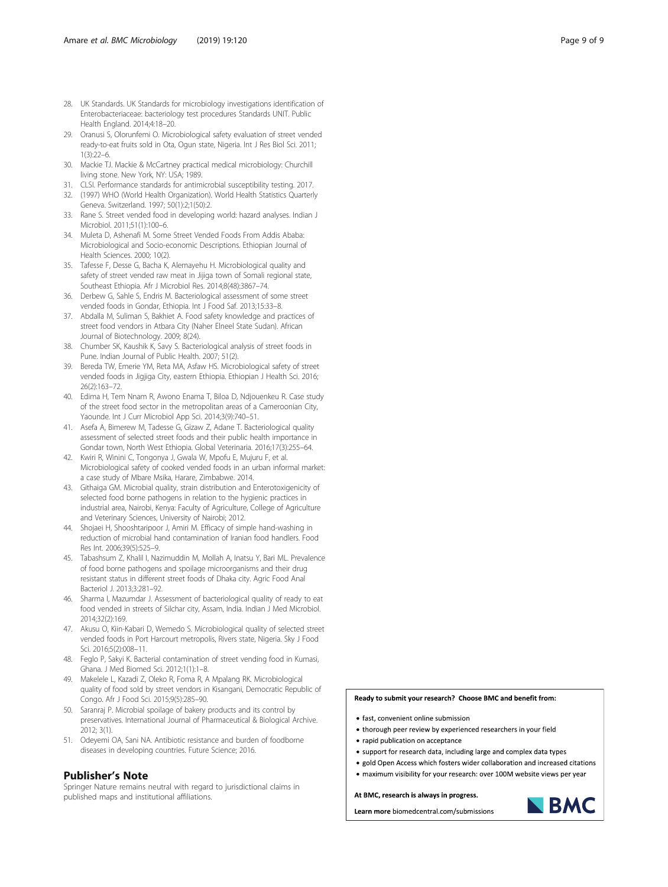28. UK Standards. UK Standards for microbiology investigations identification of Enterobacteriaceae: bacteriology test procedures Standards UNIT. Public Health England. 2014;4:18–20.
29. Oranusi S, Olorunfemi O. Microbiological safety evaluation of street vended ready-to-eat fruits sold in Ota, Ogun state, Nigeria. Int J Res Biol Sci. 2011; 1(3):22–6.
30. Mackie TJ. Mackie & McCartney practical medical microbiology: Churchill living stone. New York, NY: USA; 1989.
31. CLSI. Performance standards for antimicrobial susceptibility testing. 2017.
32. (1997) WHO (World Health Organization). World Health Statistics Quarterly Geneva. Switzerland. 1997; 50(1):2;1(50):2.
33. Rane S. Street vended food in developing world: hazard analyses. Indian J Microbiol. 2011;51(1):100–6.
34. Muleta D, Ashenafi M. Some Street Vended Foods From Addis Ababa: Microbiological and Socio-economic Descriptions. Ethiopian Journal of Health Sciences. 2000; 10(2).
35. Tafesse F, Desse G, Bacha K, Alemayehu H. Microbiological quality and safety of street vended raw meat in Jijiga town of Somali regional state, Southeast Ethiopia. Afr J Microbiol Res. 2014;8(48):3867–74.
36. Derbew G, Sahle S, Endris M. Bacteriological assessment of some street vended foods in Gondar, Ethiopia. Int J Food Saf. 2013;15:33–8.
37. Abdalla M, Suliman S, Bakhiet A. Food safety knowledge and practices of street food vendors in Atbara City (Naher Elneel State Sudan). African Journal of Biotechnology. 2009; 8(24).
38. Chumber SK, Kaushik K, Savy S. Bacteriological analysis of street foods in Pune. Indian Journal of Public Health. 2007; 51(2).
39. Bereda TW, Emerie YM, Reta MA, Asfaw HS. Microbiological safety of street vended foods in Jigjiga City, eastern Ethiopia. Ethiopian J Health Sci. 2016; 26(2):163–72.
40. Edima H, Tem Nnam R, Awono Enama T, Biloa D, Ndjouenkeu R. Case study of the street food sector in the metropolitan areas of a Cameroonian City, Yaounde. Int J Curr Microbiol App Sci. 2014;3(9):740–51.
41. Asefa A, Bimerew M, Tadesse G, Gizaw Z, Adane T. Bacteriological quality assessment of selected street foods and their public health importance in Gondar town, North West Ethiopia. Global Veterinaria. 2016;17(3):255–64.
42. Kwiri R, Winini C, Tongonya J, Gwala W, Mpofu E, Mujuru F, et al. Microbiological safety of cooked vended foods in an urban informal market: a case study of Mbare Msika, Harare, Zimbabwe. 2014.
43. Githaiga GM. Microbial quality, strain distribution and Enterotoxigenicity of selected food borne pathogens in relation to the hygienic practices in industrial area, Nairobi, Kenya: Faculty of Agriculture, College of Agriculture and Veterinary Sciences, University of Nairobi; 2012.
44. Shojaei H, Shooshtaripoor J, Amiri M. Efficacy of simple hand-washing in reduction of microbial hand contamination of Iranian food handlers. Food Res Int. 2006;39(5):525–9.
45. Tabashsum Z, Khalil I, Nazimuddin M, Mollah A, Inatsu Y, Bari ML. Prevalence of food borne pathogens and spoilage microorganisms and their drug resistant status in different street foods of Dhaka city. Agric Food Anal Bacteriol J. 2013;3:281–92.
46. Sharma I, Mazumdar J. Assessment of bacteriological quality of ready to eat food vended in streets of Silchar city, Assam, India. Indian J Med Microbiol. 2014;32(2):169.
47. Akusu O, Kiin-Kabari D, Wemedo S. Microbiological quality of selected street vended foods in Port Harcourt metropolis, Rivers state, Nigeria. Sky J Food Sci. 2016;5(2):008–11.
48. Feglo P, Sakyi K. Bacterial contamination of street vending food in Kumasi, Ghana. J Med Biomed Sci. 2012;1(1):1–8.
49. Makelele L, Kazadi Z, Oleko R, Foma R, A Mpalang RK. Microbiological quality of food sold by street vendors in Kisangani, Democratic Republic of Congo. Afr J Food Sci. 2015;9(5):285–90.
50. Saranraj P. Microbial spoilage of bakery products and its control by preservatives. International Journal of Pharmaceutical & Biological Archive. 2012; 3(1).
51. Odeyemi OA, Sani NA. Antibiotic resistance and burden of foodborne diseases in developing countries. Future Science; 2016.

## Publisher's Note

Springer Nature remains neutral with regard to jurisdictional claims in published maps and institutional affiliations.

**Ready to submit your research? Choose BMC and benefit from:**

- fast, convenient online submission
- thorough peer review by experienced researchers in your field
- rapid publication on acceptance
- support for research data, including large and complex data types
- gold Open Access which fosters wider collaboration and increased citations
- maximum visibility for your research: over 100M website views per year

**At BMC, research is always in progress.**

**Learn more** biomedcentral.com/submissions

BMC